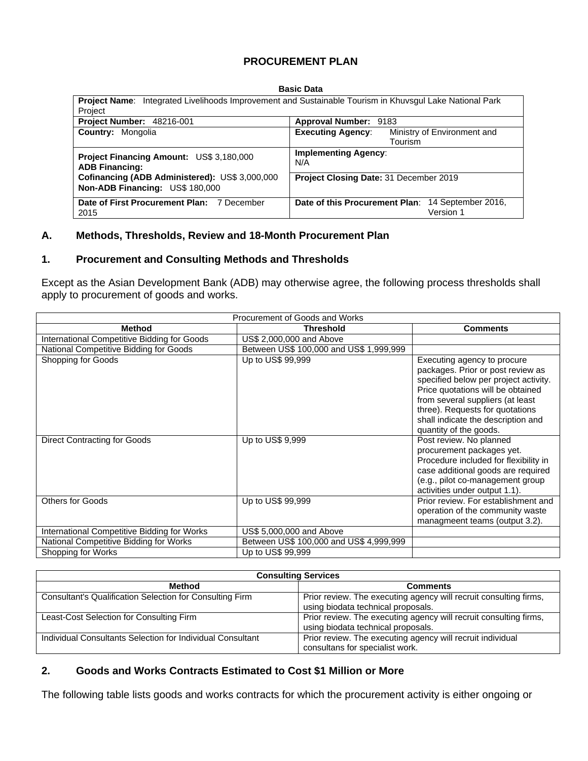# PROCUREMENT PLAN

**Basic Data**

| **Project Name**: Integrated Livelihoods Improvement and Sustainable Tourism in Khuvsgul Lake National Park Project | |
|---|---|
| **Project Number:** 48216-001 | **Approval Number:** 9183 |
| **Country:** Mongolia | **Executing Agency**: Ministry of Environment and Tourism |
| **Project Financing Amount:** US$ 3,180,000<br>**ADB Financing:**<br>**Cofinancing (ADB Administered):** US$ 3,000,000<br>**Non-ADB Financing:** US$ 180,000 | **Implementing Agency**: N/A<br><br>**Project Closing Date:** 31 December 2019 |
| **Date of First Procurement Plan:** 7 December 2015 | **Date of this Procurement Plan**: 14 September 2016, Version 1 |

## A. Methods, Thresholds, Review and 18-Month Procurement Plan

### 1. Procurement and Consulting Methods and Thresholds

Except as the Asian Development Bank (ADB) may otherwise agree, the following process thresholds shall apply to procurement of goods and works.

| Procurement of Goods and Works | | |
|---|---|---|
| **Method** | **Threshold** | **Comments** |
| International Competitive Bidding for Goods | US$ 2,000,000 and Above | |
| National Competitive Bidding for Goods | Between US$ 100,000 and US$ 1,999,999 | |
| Shopping for Goods | Up to US$ 99,999 | Executing agency to procure packages. Prior or post review as specified below per project activity. Price quotations will be obtained from several suppliers (at least three). Requests for quotations shall indicate the description and quantity of the goods. |
| Direct Contracting for Goods | Up to US$ 9,999 | Post review. No planned procurement packages yet. Procedure included for flexibility in case additional goods are required (e.g., pilot co-management group activities under output 1.1). |
| Others for Goods | Up to US$ 99,999 | Prior review. For establishment and operation of the community waste managmeeent teams (output 3.2). |
| International Competitive Bidding for Works | US$ 5,000,000 and Above | |
| National Competitive Bidding for Works | Between US$ 100,000 and US$ 4,999,999 | |
| Shopping for Works | Up to US$ 99,999 | |

| **Consulting Services** | |
|---|---|
| **Method** | **Comments** |
| Consultant's Qualification Selection for Consulting Firm | Prior review. The executing agency will recruit consulting firms, using biodata technical proposals. |
| Least-Cost Selection for Consulting Firm | Prior review. The executing agency will recruit consulting firms, using biodata technical proposals. |
| Individual Consultants Selection for Individual Consultant | Prior review. The executing agency will recruit individual consultans for specialist work. |

### 2. Goods and Works Contracts Estimated to Cost $1 Million or More

The following table lists goods and works contracts for which the procurement activity is either ongoing or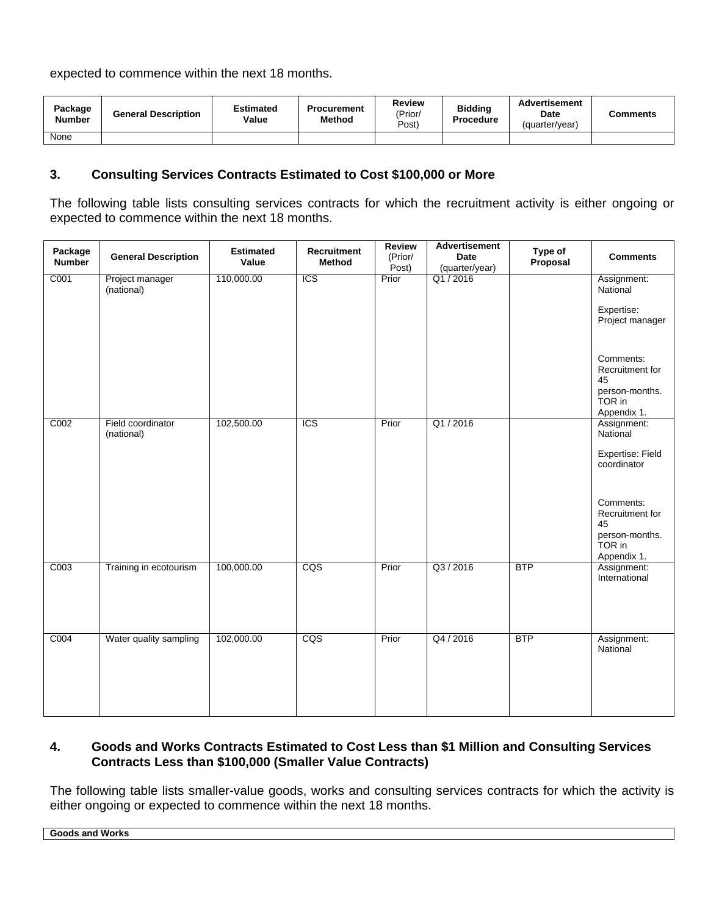expected to commence within the next 18 months.

| Package Number | General Description | Estimated Value | Procurement Method | Review (Prior/ Post) | Bidding Procedure | Advertisement Date (quarter/year) | Comments |
|---|---|---|---|---|---|---|---|
| None | | | | | | | |

### 3. Consulting Services Contracts Estimated to Cost $100,000 or More

The following table lists consulting services contracts for which the recruitment activity is either ongoing or expected to commence within the next 18 months.

| Package Number | General Description | Estimated Value | Recruitment Method | Review (Prior/ Post) | Advertisement Date (quarter/year) | Type of Proposal | Comments |
|---|---|---|---|---|---|---|---|
| C001 | Project manager (national) | 110,000.00 | ICS | Prior | Q1 / 2016 | | Assignment: National<br><br>Expertise: Project manager<br><br>Comments: Recruitment for 45 person-months. TOR in Appendix 1. |
| C002 | Field coordinator (national) | 102,500.00 | ICS | Prior | Q1 / 2016 | | Assignment: National<br><br>Expertise: Field coordinator<br><br>Comments: Recruitment for 45 person-months. TOR in Appendix 1. |
| C003 | Training in ecotourism | 100,000.00 | CQS | Prior | Q3 / 2016 | BTP | Assignment: International |
| C004 | Water quality sampling | 102,000.00 | CQS | Prior | Q4 / 2016 | BTP | Assignment: National |

### 4. Goods and Works Contracts Estimated to Cost Less than $1 Million and Consulting Services Contracts Less than $100,000 (Smaller Value Contracts)

The following table lists smaller-value goods, works and consulting services contracts for which the activity is either ongoing or expected to commence within the next 18 months.

| **Goods and Works** |
|---|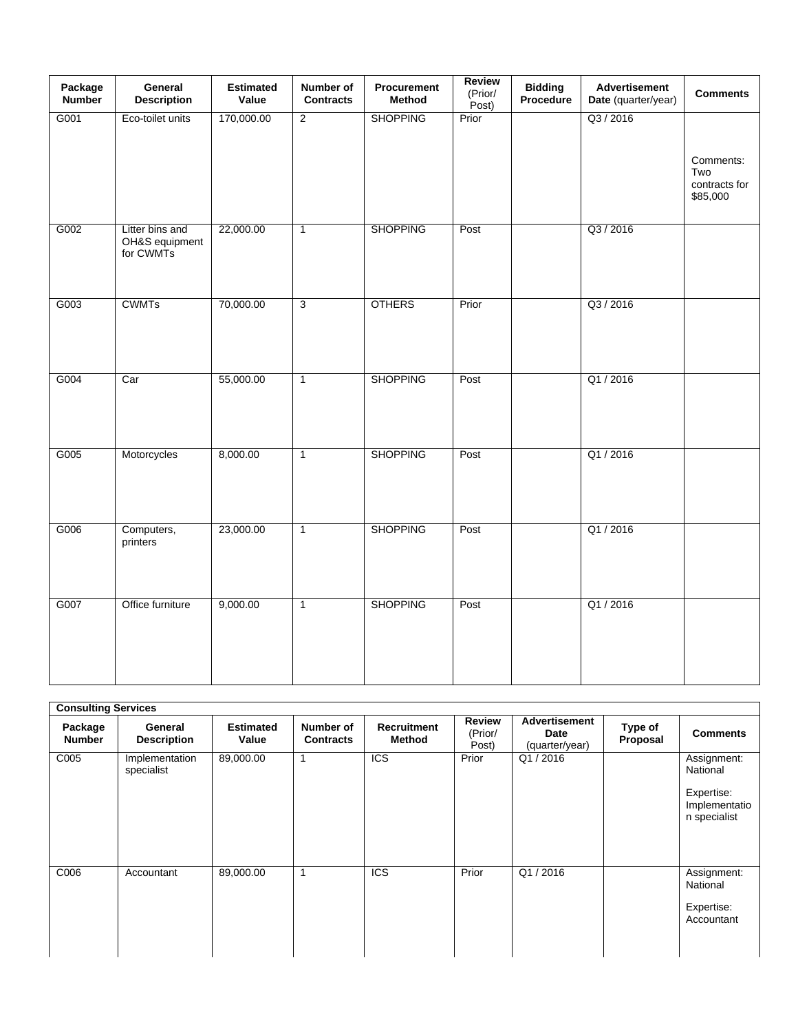| Package Number | General Description | Estimated Value | Number of Contracts | Procurement Method | Review (Prior/ Post) | Bidding Procedure | Advertisement Date (quarter/year) | Comments |
| --- | --- | --- | --- | --- | --- | --- | --- | --- |
| G001 | Eco-toilet units | 170,000.00 | 2 | SHOPPING | Prior | | Q3 / 2016 | Comments: Two contracts for $85,000 |
| G002 | Litter bins and OH&S equipment for CWMTs | 22,000.00 | 1 | SHOPPING | Post | | Q3 / 2016 | |
| G003 | CWMTs | 70,000.00 | 3 | OTHERS | Prior | | Q3 / 2016 | |
| G004 | Car | 55,000.00 | 1 | SHOPPING | Post | | Q1 / 2016 | |
| G005 | Motorcycles | 8,000.00 | 1 | SHOPPING | Post | | Q1 / 2016 | |
| G006 | Computers, printers | 23,000.00 | 1 | SHOPPING | Post | | Q1 / 2016 | |
| G007 | Office furniture | 9,000.00 | 1 | SHOPPING | Post | | Q1 / 2016 | |

**Consulting Services**

| Package Number | General Description | Estimated Value | Number of Contracts | Recruitment Method | Review (Prior/ Post) | Advertisement Date (quarter/year) | Type of Proposal | Comments |
| --- | --- | --- | --- | --- | --- | --- | --- | --- |
| C005 | Implementation specialist | 89,000.00 | 1 | ICS | Prior | Q1 / 2016 | | Assignment: National<br><br>Expertise: Implementation specialist |
| C006 | Accountant | 89,000.00 | 1 | ICS | Prior | Q1 / 2016 | | Assignment: National<br><br>Expertise: Accountant |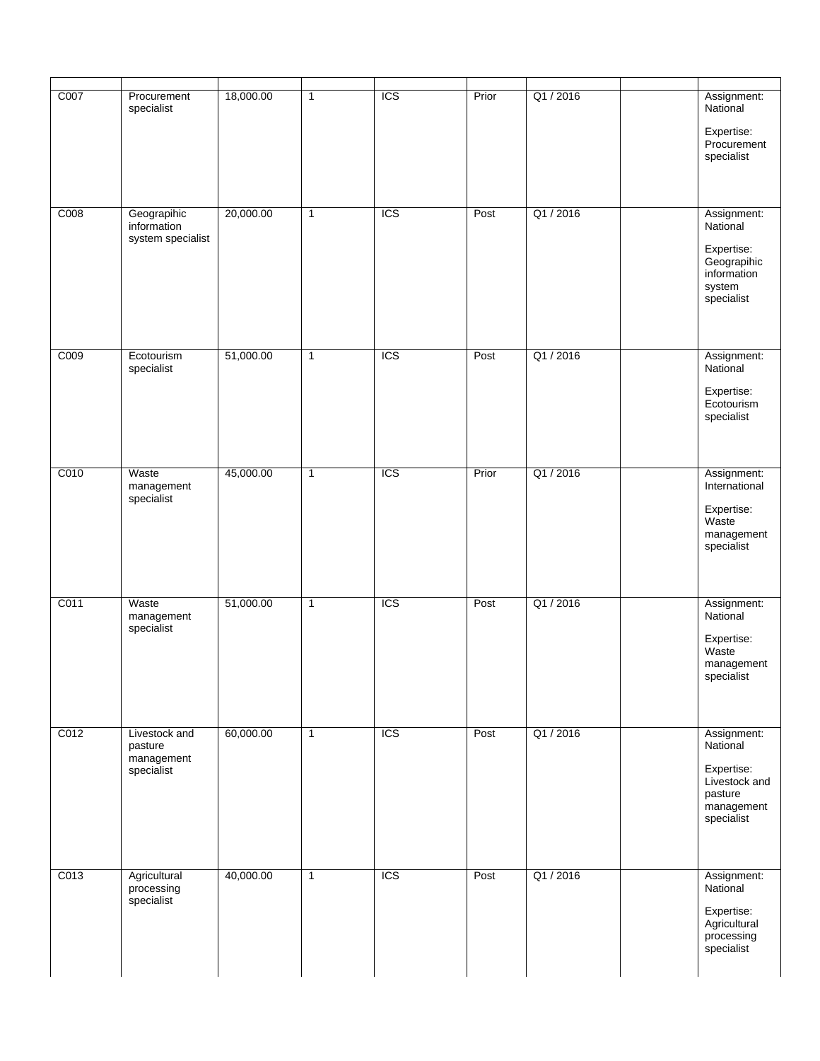| | | | | | | | | |
|---|---|---|---|---|---|---|---|---|
| C007 | Procurement specialist | 18,000.00 | 1 | ICS | Prior | Q1 / 2016 | | Assignment: National<br><br>Expertise: Procurement specialist |
| C008 | Geograpihic information system specialist | 20,000.00 | 1 | ICS | Post | Q1 / 2016 | | Assignment: National<br><br>Expertise: Geograpihic information system specialist |
| C009 | Ecotourism specialist | 51,000.00 | 1 | ICS | Post | Q1 / 2016 | | Assignment: National<br><br>Expertise: Ecotourism specialist |
| C010 | Waste management specialist | 45,000.00 | 1 | ICS | Prior | Q1 / 2016 | | Assignment: International<br><br>Expertise: Waste management specialist |
| C011 | Waste management specialist | 51,000.00 | 1 | ICS | Post | Q1 / 2016 | | Assignment: National<br><br>Expertise: Waste management specialist |
| C012 | Livestock and pasture management specialist | 60,000.00 | 1 | ICS | Post | Q1 / 2016 | | Assignment: National<br><br>Expertise: Livestock and pasture management specialist |
| C013 | Agricultural processing specialist | 40,000.00 | 1 | ICS | Post | Q1 / 2016 | | Assignment: National<br><br>Expertise: Agricultural processing specialist |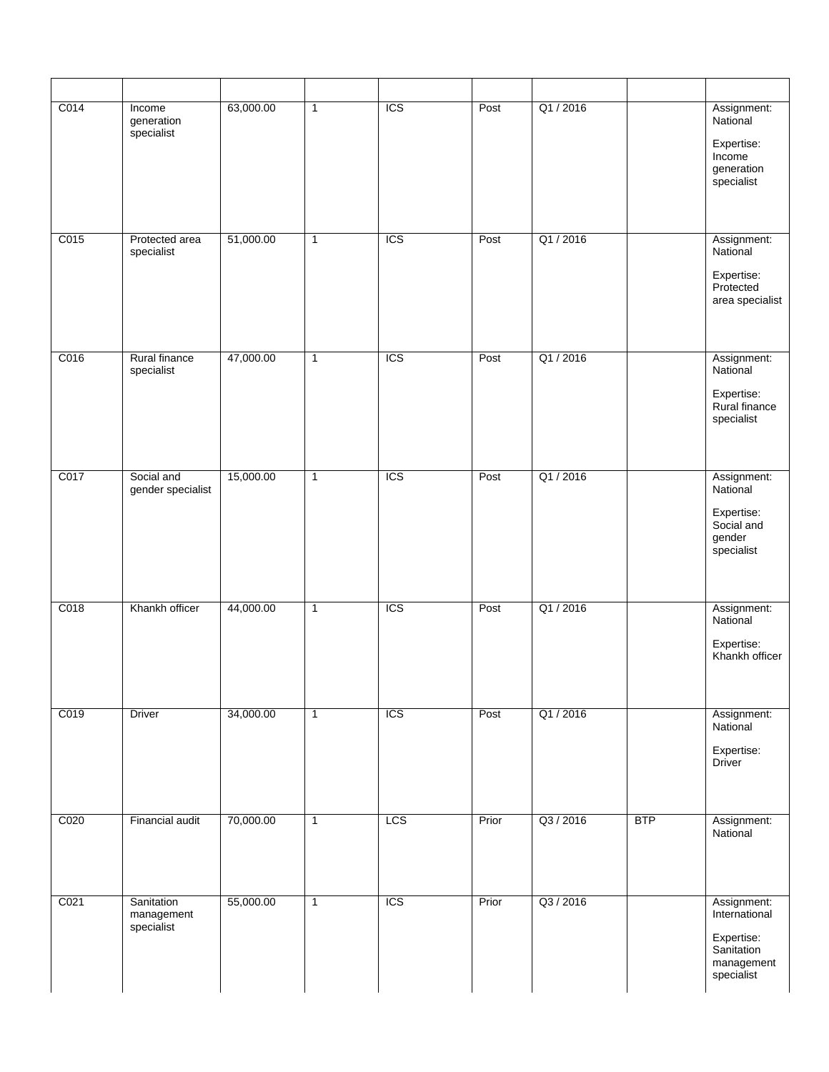| | | | | | | | | |
|---|---|---|---|---|---|---|---|---|
| C014 | Income generation specialist | 63,000.00 | 1 | ICS | Post | Q1 / 2016 | | Assignment: National<br><br>Expertise: Income generation specialist |
| C015 | Protected area specialist | 51,000.00 | 1 | ICS | Post | Q1 / 2016 | | Assignment: National<br><br>Expertise: Protected area specialist |
| C016 | Rural finance specialist | 47,000.00 | 1 | ICS | Post | Q1 / 2016 | | Assignment: National<br><br>Expertise: Rural finance specialist |
| C017 | Social and gender specialist | 15,000.00 | 1 | ICS | Post | Q1 / 2016 | | Assignment: National<br><br>Expertise: Social and gender specialist |
| C018 | Khankh officer | 44,000.00 | 1 | ICS | Post | Q1 / 2016 | | Assignment: National<br><br>Expertise: Khankh officer |
| C019 | Driver | 34,000.00 | 1 | ICS | Post | Q1 / 2016 | | Assignment: National<br><br>Expertise: Driver |
| C020 | Financial audit | 70,000.00 | 1 | LCS | Prior | Q3 / 2016 | BTP | Assignment: National |
| C021 | Sanitation management specialist | 55,000.00 | 1 | ICS | Prior | Q3 / 2016 | | Assignment: International<br><br>Expertise: Sanitation management specialist |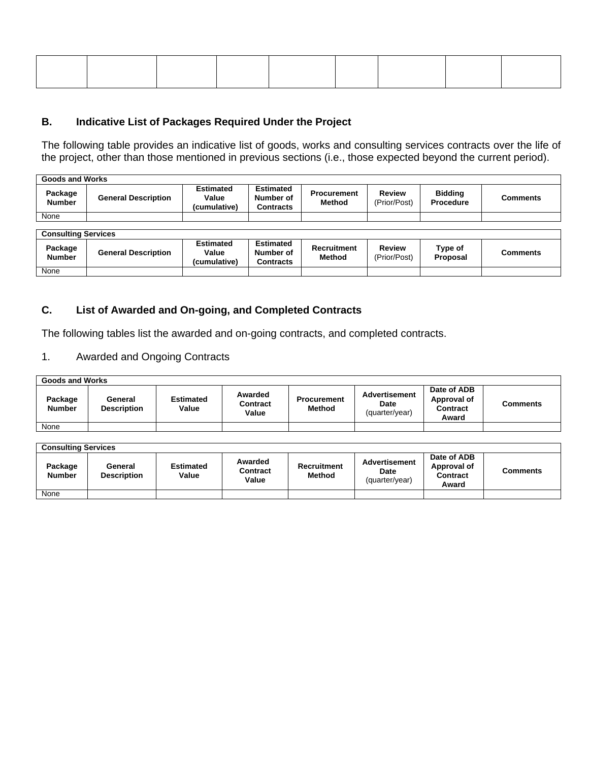| | | | | | | | | |
|---|---|---|---|---|---|---|---|---|
| | | | | | | | | |

## B. Indicative List of Packages Required Under the Project

The following table provides an indicative list of goods, works and consulting services contracts over the life of the project, other than those mentioned in previous sections (i.e., those expected beyond the current period).

| Goods and Works | | | | | | | |
|---|---|---|---|---|---|---|---|
| **Package Number** | **General Description** | **Estimated Value (cumulative)** | **Estimated Number of Contracts** | **Procurement Method** | **Review** (Prior/Post) | **Bidding Procedure** | **Comments** |
| None | | | | | | | |

| Consulting Services | | | | | | | |
|---|---|---|---|---|---|---|---|
| **Package Number** | **General Description** | **Estimated Value (cumulative)** | **Estimated Number of Contracts** | **Recruitment Method** | **Review** (Prior/Post) | **Type of Proposal** | **Comments** |
| None | | | | | | | |

## C. List of Awarded and On-going, and Completed Contracts

The following tables list the awarded and on-going contracts, and completed contracts.

1. Awarded and Ongoing Contracts

| Goods and Works | | | | | | | |
|---|---|---|---|---|---|---|---|
| **Package Number** | **General Description** | **Estimated Value** | **Awarded Contract Value** | **Procurement Method** | **Advertisement Date** (quarter/year) | **Date of ADB Approval of Contract Award** | **Comments** |
| None | | | | | | | |

| Consulting Services | | | | | | | |
|---|---|---|---|---|---|---|---|
| **Package Number** | **General Description** | **Estimated Value** | **Awarded Contract Value** | **Recruitment Method** | **Advertisement Date** (quarter/year) | **Date of ADB Approval of Contract Award** | **Comments** |
| None | | | | | | | |